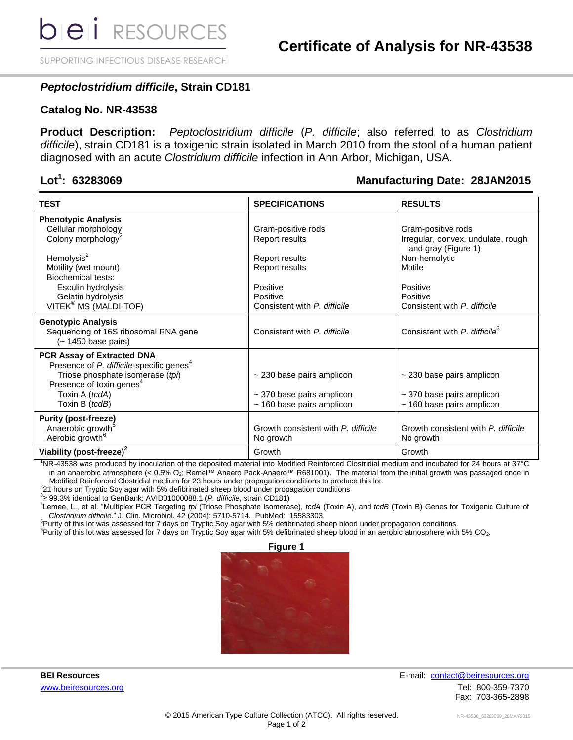# Certificate of Analysis for NR-43538

## *Peptoclostridium difficile*, Strain CD181

## Catalog No. NR-43538

**Product Description:** *Peptoclostridium difficile* (*P. difficile*; also referred to as *Clostridium difficile*), strain CD181 is a toxigenic strain isolated in March 2010 from the stool of a human patient diagnosed with an acute *Clostridium difficile* infection in Ann Arbor, Michigan, USA.

**Lot[1]: 63283069** **Manufacturing Date: 28JAN2015**

| TEST | SPECIFICATIONS | RESULTS |
|---|---|---|
| **Phenotypic Analysis** | | |
| Cellular morphology | Gram-positive rods | Gram-positive rods |
| Colony morphology[2] | Report results | Irregular, convex, undulate, rough and gray (Figure 1) |
| Hemolysis[2] | Report results | Non-hemolytic |
| Motility (wet mount) | Report results | Motile |
| Biochemical tests: | | |
| Esculin hydrolysis | Positive | Positive |
| Gelatin hydrolysis | Positive | Positive |
| VITEK® MS (MALDI-TOF) | Consistent with *P. difficile* | Consistent with *P. difficile* |
| **Genotypic Analysis** | | |
| Sequencing of 16S ribosomal RNA gene (~ 1450 base pairs) | Consistent with *P. difficile* | Consistent with *P. difficile*[3] |
| **PCR Assay of Extracted DNA** | | |
| Presence of *P. difficile*-specific genes[4] | | |
| Triose phosphate isomerase (*tpi*) | ~ 230 base pairs amplicon | ~ 230 base pairs amplicon |
| Presence of toxin genes[4] | | |
| Toxin A (*tcdA*) | ~ 370 base pairs amplicon | ~ 370 base pairs amplicon |
| Toxin B (*tcdB*) | ~ 160 base pairs amplicon | ~ 160 base pairs amplicon |
| **Purity (post-freeze)** | | |
| Anaerobic growth[5] | Growth consistent with *P. difficile* | Growth consistent with *P. difficile* |
| Aerobic growth[6] | No growth | No growth |
| **Viability (post-freeze)[2]** | Growth | Growth |

[1]NR-43538 was produced by inoculation of the deposited material into Modified Reinforced Clostridial medium and incubated for 24 hours at 37°C in an anaerobic atmosphere (< 0.5% $O_2$; Remel™ Anaero Pack-Anaero™ R681001). The material from the initial growth was passaged once in Modified Reinforced Clostridial medium for 23 hours under propagation conditions to produce this lot.
[2]21 hours on Tryptic Soy agar with 5% defibrinated sheep blood under propagation conditions
[3]≥ 99.3% identical to GenBank: AVID01000088.1 (*P. difficile*, strain CD181)
[4]Lemee, L., et al. "Multiplex PCR Targeting *tpi* (Triose Phosphate Isomerase), *tcdA* (Toxin A), and *tcdB* (Toxin B) Genes for Toxigenic Culture of *Clostridium difficile*." J. Clin. Microbiol. 42 (2004): 5710-5714. PubMed: 15583303.
[5]Purity of this lot was assessed for 7 days on Tryptic Soy agar with 5% defibrinated sheep blood under propagation conditions.
[6]Purity of this lot was assessed for 7 days on Tryptic Soy agar with 5% defibrinated sheep blood in an aerobic atmosphere with 5% $CO_2$.

**Figure 1**

**BEI Resources**
www.beiresources.org

E-mail: contact@beiresources.org
Tel: 800-359-7370
Fax: 703-365-2898

© 2015 American Type Culture Collection (ATCC). All rights reserved.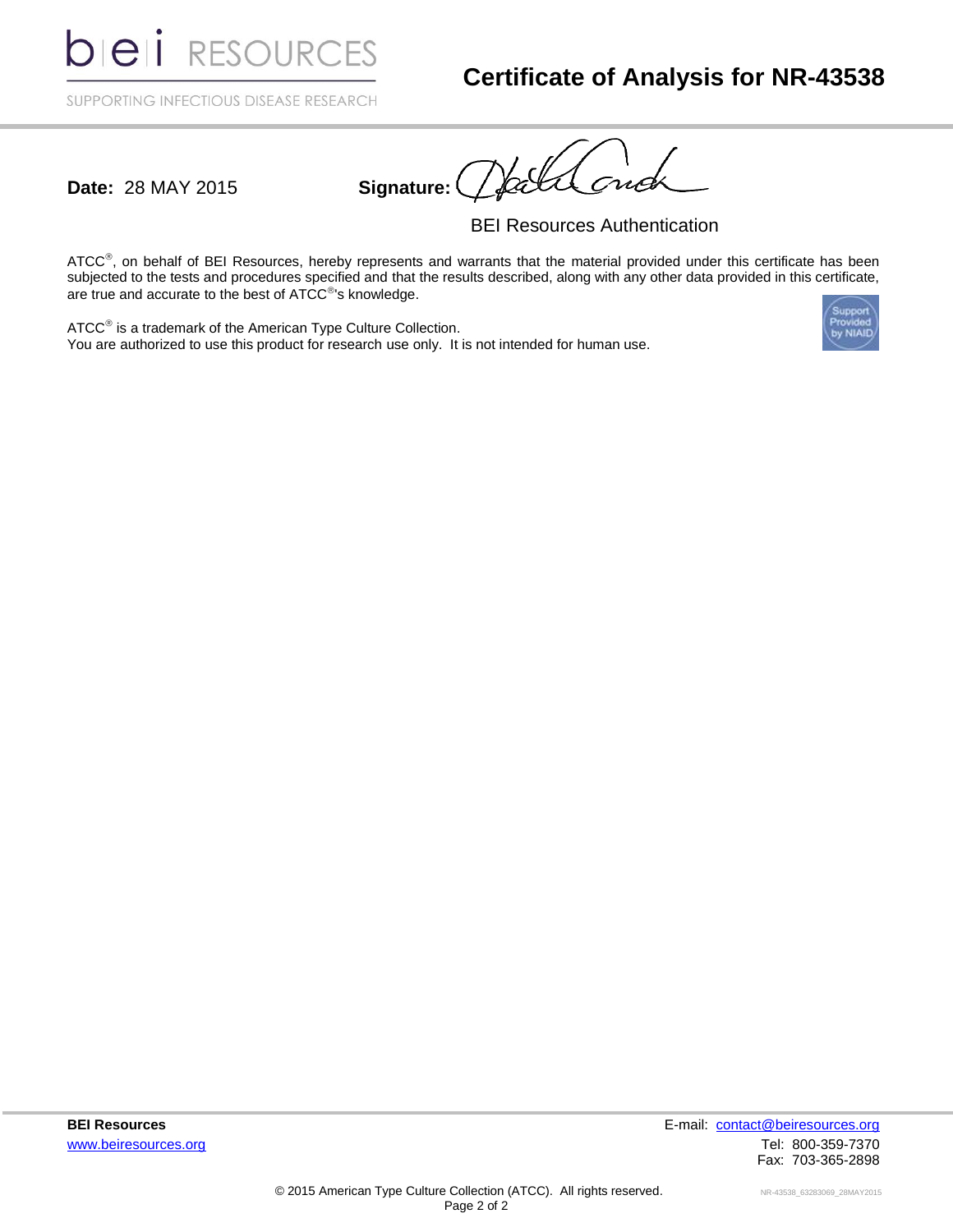**Date:** 28 MAY 2015 **Signature:**

BEI Resources Authentication

ATCC®, on behalf of BEI Resources, hereby represents and warrants that the material provided under this certificate has been subjected to the tests and procedures specified and that the results described, along with any other data provided in this certificate, are true and accurate to the best of ATCC®'s knowledge.

ATCC® is a trademark of the American Type Culture Collection.
You are authorized to use this product for research use only. It is not intended for human use.

**BEI Resources**
www.beiresources.org

E-mail: contact@beiresources.org
Tel: 800-359-7370
Fax: 703-365-2898

© 2015 American Type Culture Collection (ATCC). All rights reserved.